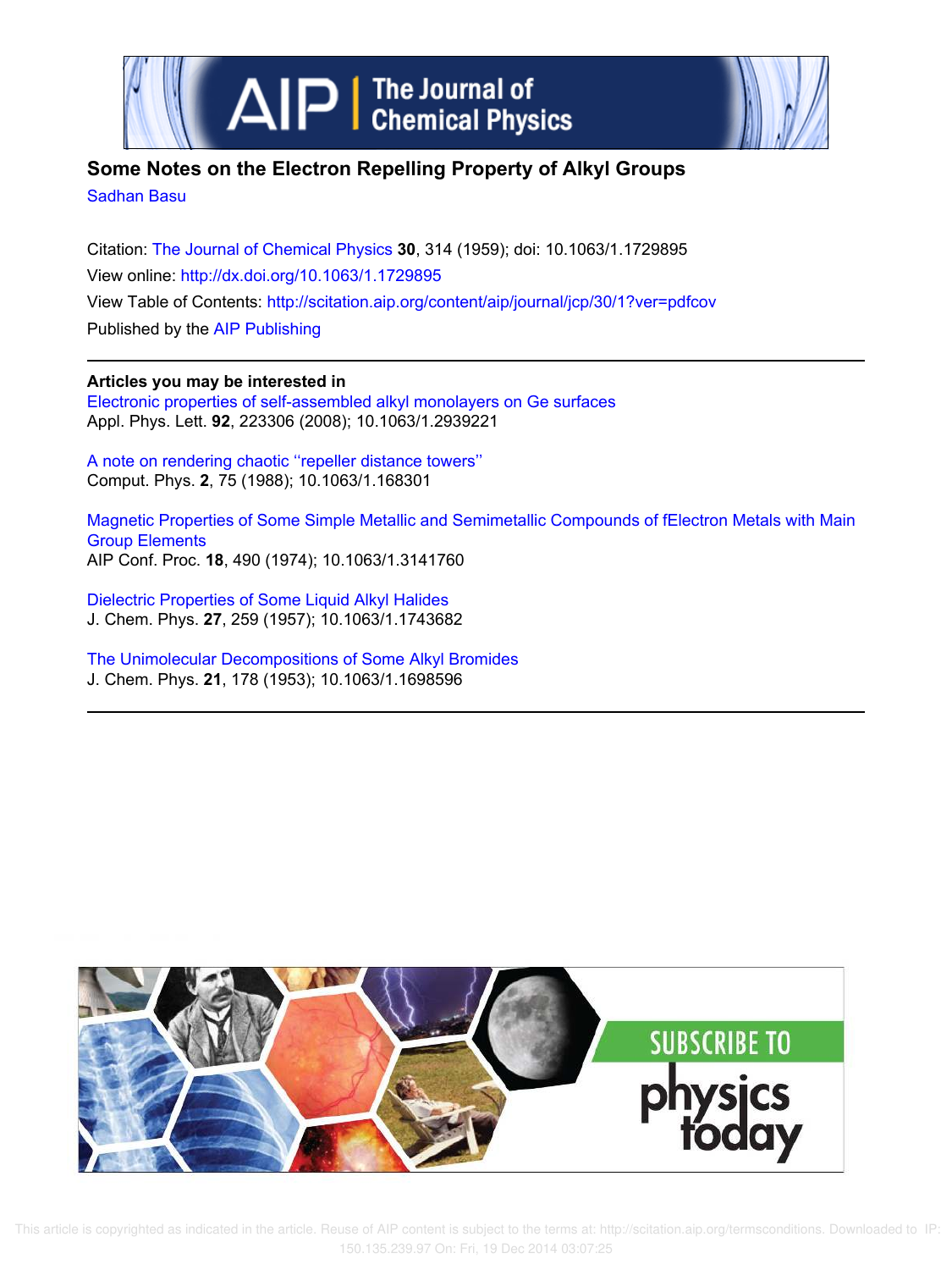# Some Notes on the Electron Repelling Property of Alkyl Groups

Sadhan Basu

Citation: The Journal of Chemical Physics **30**, 314 (1959); doi: 10.1063/1.1729895

View online: http://dx.doi.org/10.1063/1.1729895

View Table of Contents: http://scitation.aip.org/content/aip/journal/jcp/30/1?ver=pdfcov

Published by the AIP Publishing

---

**Articles you may be interested in**

Electronic properties of self-assembled alkyl monolayers on Ge surfaces
Appl. Phys. Lett. **92**, 223306 (2008); 10.1063/1.2939221

A note on rendering chaotic "repeller distance towers"
Comput. Phys. **2**, 75 (1988); 10.1063/1.168301

Magnetic Properties of Some Simple Metallic and Semimetallic Compounds of fElectron Metals with Main Group Elements
AIP Conf. Proc. **18**, 490 (1974); 10.1063/1.3141760

Dielectric Properties of Some Liquid Alkyl Halides
J. Chem. Phys. **27**, 259 (1957); 10.1063/1.1743682

The Unimolecular Decompositions of Some Alkyl Bromides
J. Chem. Phys. **21**, 178 (1953); 10.1063/1.1698596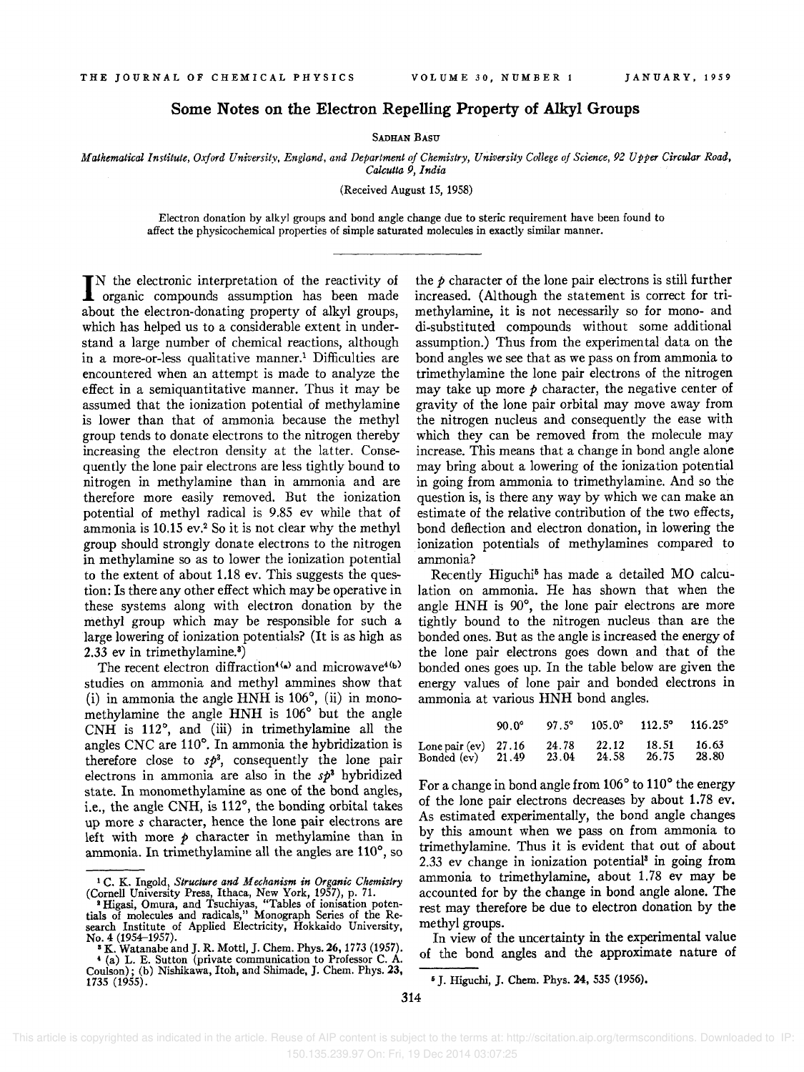# Some Notes on the Electron Repelling Property of Alkyl Groups

Sadhan Basu

*Mathematical Institute, Oxford University, England, and Department of Chemistry, University College of Science, 92 Upper Circular Road, Calcutta 9, India*

(Received August 15, 1958)

Electron donation by alkyl groups and bond angle change due to steric requirement have been found to affect the physicochemical properties of simple saturated molecules in exactly similar manner.

In the electronic interpretation of the reactivity of organic compounds assumption has been made about the electron-donating property of alkyl groups, which has helped us to a considerable extent in understand a large number of chemical reactions, although in a more-or-less qualitative manner.[1] Difficulties are encountered when an attempt is made to analyze the effect in a semiquantitative manner. Thus it may be assumed that the ionization potential of methylamine is lower than that of ammonia because the methyl group tends to donate electrons to the nitrogen thereby increasing the electron density at the latter. Consequently the lone pair electrons are less tightly bound to nitrogen in methylamine than in ammonia and are therefore more easily removed. But the ionization potential of methyl radical is 9.85 ev while that of ammonia is 10.15 ev.[2] So it is not clear why the methyl group should strongly donate electrons to the nitrogen in methylamine so as to lower the ionization potential to the extent of about 1.18 ev. This suggests the question: Is there any other effect which may be operative in these systems along with electron donation by the methyl group which may be responsible for such a large lowering of ionization potentials? (It is as high as 2.33 ev in trimethylamine.[3])

The recent electron diffraction[4(a)] and microwave[4(b)] studies on ammonia and methyl ammines show that (i) in ammonia the angle HNH is 106°, (ii) in monomethylamine the angle HNH is 106° but the angle CNH is 112°, and (iii) in trimethylamine all the angles CNC are 110°. In ammonia the hybridization is therefore close to $sp^3$, consequently the lone pair electrons in ammonia are also in the $sp^3$ hybridized state. In monomethylamine as one of the bond angles, i.e., the angle CNH, is 112°, the bonding orbital takes up more $s$ character, hence the lone pair electrons are left with more $p$ character in methylamine than in ammonia. In trimethylamine all the angles are 110°, so the $p$ character of the lone pair electrons is still further increased. (Although the statement is correct for trimethylamine, it is not necessarily so for mono- and di-substituted compounds without some additional assumption.) Thus from the experimental data on the bond angles we see that as we pass on from ammonia to trimethylamine the lone pair electrons of the nitrogen may take up more $p$ character, the negative center of gravity of the lone pair orbital may move away from the nitrogen nucleus and consequently the ease with which they can be removed from the molecule may increase. This means that a change in bond angle alone may bring about a lowering of the ionization potential in going from ammonia to trimethylamine. And so the question is, is there any way by which we can make an estimate of the relative contribution of the two effects, bond deflection and electron donation, in lowering the ionization potentials of methylamines compared to ammonia?

Recently Higuchi[5] has made a detailed MO calculation on ammonia. He has shown that when the angle HNH is 90°, the lone pair electrons are more tightly bound to the nitrogen nucleus than are the bonded ones. But as the angle is increased the energy of the lone pair electrons goes down and that of the bonded ones goes up. In the table below are given the energy values of lone pair and bonded electrons in ammonia at various HNH bond angles.

| | 90.0° | 97.5° | 105.0° | 112.5° | 116.25° |
|---|---|---|---|---|---|
| Lone pair (ev) | 27.16 | 24.78 | 22.12 | 18.51 | 16.63 |
| Bonded (ev) | 21.49 | 23.04 | 24.58 | 26.75 | 28.80 |

For a change in bond angle from 106° to 110° the energy of the lone pair electrons decreases by about 1.78 ev. As estimated experimentally, the bond angle changes by this amount when we pass on from ammonia to trimethylamine. Thus it is evident that out of about 2.33 ev change in ionization potential[3] in going from ammonia to trimethylamine, about 1.78 ev may be accounted for by the change in bond angle alone. The rest may therefore be due to electron donation by the methyl groups.

In view of the uncertainty in the experimental value of the bond angles and the approximate nature of

---

[1] C. K. Ingold, *Structure and Mechanism in Organic Chemistry* (Cornell University Press, Ithaca, New York, 1957), p. 71.

[2] Higasi, Omura, and Tsuchiyas, "Tables of ionisation potentials of molecules and radicals," Monograph Series of the Research Institute of Applied Electricity, Hokkaido University, No. 4 (1954–1957).

[3] K. Watanabe and J. R. Mottl, J. Chem. Phys. **26**, 1773 (1957).

[4] (a) L. E. Sutton (private communication to Professor C. A. Coulson); (b) Nishikawa, Itoh, and Shimade, J. Chem. Phys. **23**, 1735 (1955).

[5] J. Higuchi, J. Chem. Phys. **24**, 535 (1956).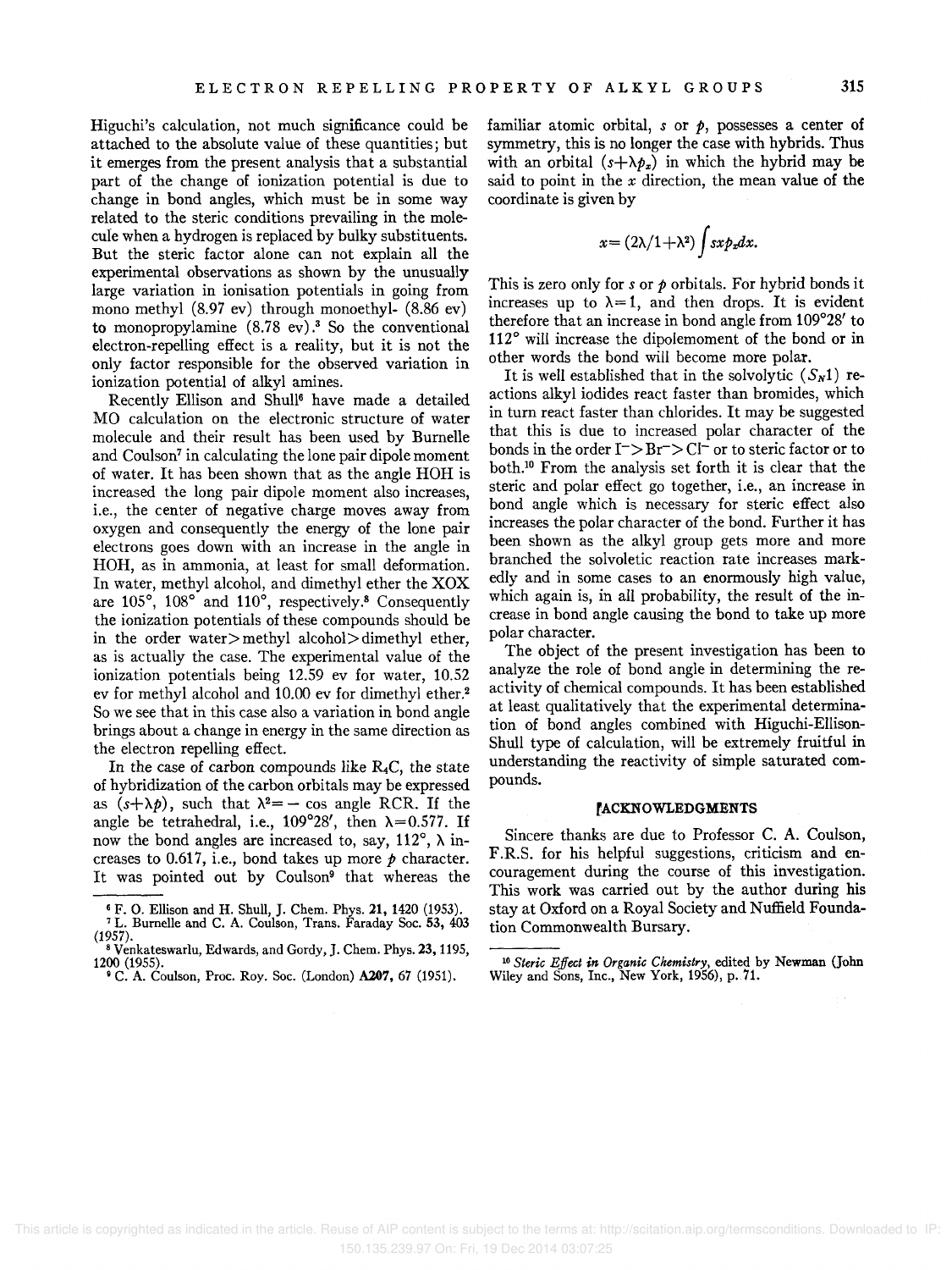Higuchi's calculation, not much significance could be attached to the absolute value of these quantities; but it emerges from the present analysis that a substantial part of the change of ionization potential is due to change in bond angles, which must be in some way related to the steric conditions prevailing in the molecule when a hydrogen is replaced by bulky substituents. But the steric factor alone can not explain all the experimental observations as shown by the unusually large variation in ionisation potentials in going from mono methyl (8.97 ev) through monoethyl- (8.86 ev) to monopropylamine (8.78 ev).[3] So the conventional electron-repelling effect is a reality, but it is not the only factor responsible for the observed variation in ionization potential of alkyl amines.

Recently Ellison and Shull[6] have made a detailed MO calculation on the electronic structure of water molecule and their result has been used by Burnelle and Coulson[7] in calculating the lone pair dipole moment of water. It has been shown that as the angle HOH is increased the long pair dipole moment also increases, i.e., the center of negative charge moves away from oxygen and consequently the energy of the lone pair electrons goes down with an increase in the angle in HOH, as in ammonia, at least for small deformation. In water, methyl alcohol, and dimethyl ether the XOX are 105°, 108° and 110°, respectively.[8] Consequently the ionization potentials of these compounds should be in the order water > methyl alcohol > dimethyl ether, as is actually the case. The experimental value of the ionization potentials being 12.59 ev for water, 10.52 ev for methyl alcohol and 10.00 ev for dimethyl ether.[2] So we see that in this case also a variation in bond angle brings about a change in energy in the same direction as the electron repelling effect.

In the case of carbon compounds like $R_4C$, the state of hybridization of the carbon orbitals may be expressed as $(s+\lambda p)$, such that $\lambda^2 = -\cos$ angle RCR. If the angle be tetrahedral, i.e., 109°28′, then $\lambda = 0.577$. If now the bond angles are increased to, say, 112°, $\lambda$ increases to 0.617, i.e., bond takes up more $p$ character. It was pointed out by Coulson[9] that whereas the familiar atomic orbital, $s$ or $p$, possesses a center of symmetry, this is no longer the case with hybrids. Thus with an orbital $(s+\lambda p_x)$ in which the hybrid may be said to point in the $x$ direction, the mean value of the coordinate is given by

$$x = (2\lambda/1+\lambda^2)\int s x p_x dx.$$

This is zero only for $s$ or $p$ orbitals. For hybrid bonds it increases up to $\lambda = 1$, and then drops. It is evident therefore that an increase in bond angle from 109°28′ to 112° will increase the dipolemoment of the bond or in other words the bond will become more polar.

It is well established that in the solvolytic ($S_N1$) reactions alkyl iodides react faster than bromides, which in turn react faster than chlorides. It may be suggested that this is due to increased polar character of the bonds in the order $I^- > Br^- > Cl^-$ or to steric factor or to both.[10] From the analysis set forth it is clear that the steric and polar effect go together, i.e., an increase in bond angle which is necessary for steric effect also increases the polar character of the bond. Further it has been shown as the alkyl group gets more and more branched the solvoletic reaction rate increases markedly and in some cases to an enormously high value, which again is, in all probability, the result of the increase in bond angle causing the bond to take up more polar character.

The object of the present investigation has been to analyze the role of bond angle in determining the reactivity of chemical compounds. It has been established at least qualitatively that the experimental determination of bond angles combined with Higuchi-Ellison-Shull type of calculation, will be extremely fruitful in understanding the reactivity of simple saturated compounds.

## ACKNOWLEDGMENTS

Sincere thanks are due to Professor C. A. Coulson, F.R.S. for his helpful suggestions, criticism and encouragement during the course of this investigation. This work was carried out by the author during his stay at Oxford on a Royal Society and Nuffield Foundation Commonwealth Bursary.

---

[6] F. O. Ellison and H. Shull, J. Chem. Phys. **21**, 1420 (1953).

[7] L. Burnelle and C. A. Coulson, Trans. Faraday Soc. **53**, 403 (1957).

[8] Venkateswarlu, Edwards, and Gordy, J. Chem. Phys. **23**, 1195, 1200 (1955).

[9] C. A. Coulson, Proc. Roy. Soc. (London) **A207**, 67 (1951).

[10] *Steric Effect in Organic Chemistry*, edited by Newman (John Wiley and Sons, Inc., New York, 1956), p. 71.